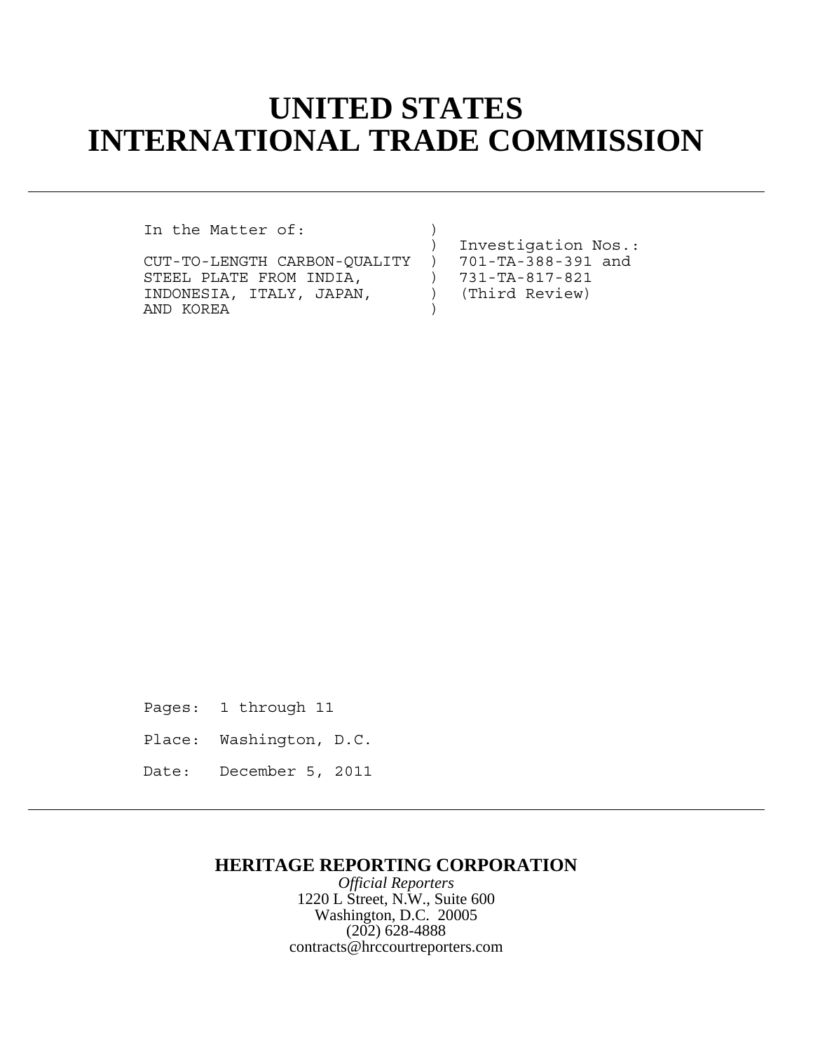# UNITED STATES
# INTERNATIONAL TRADE COMMISSION

---

```
In the Matter of:              )
                               )  Investigation Nos.:
CUT-TO-LENGTH CARBON-QUALITY   )  701-TA-388-391 and
STEEL PLATE FROM INDIA,        )  731-TA-817-821
INDONESIA, ITALY, JAPAN,       )  (Third Review)
AND KOREA                      )
```

Pages: 1 through 11

Place: Washington, D.C.

Date: December 5, 2011

---

**HERITAGE REPORTING CORPORATION**

*Official Reporters*

1220 L Street, N.W., Suite 600

Washington, D.C. 20005

(202) 628-4888

contracts@hrccourtreporters.com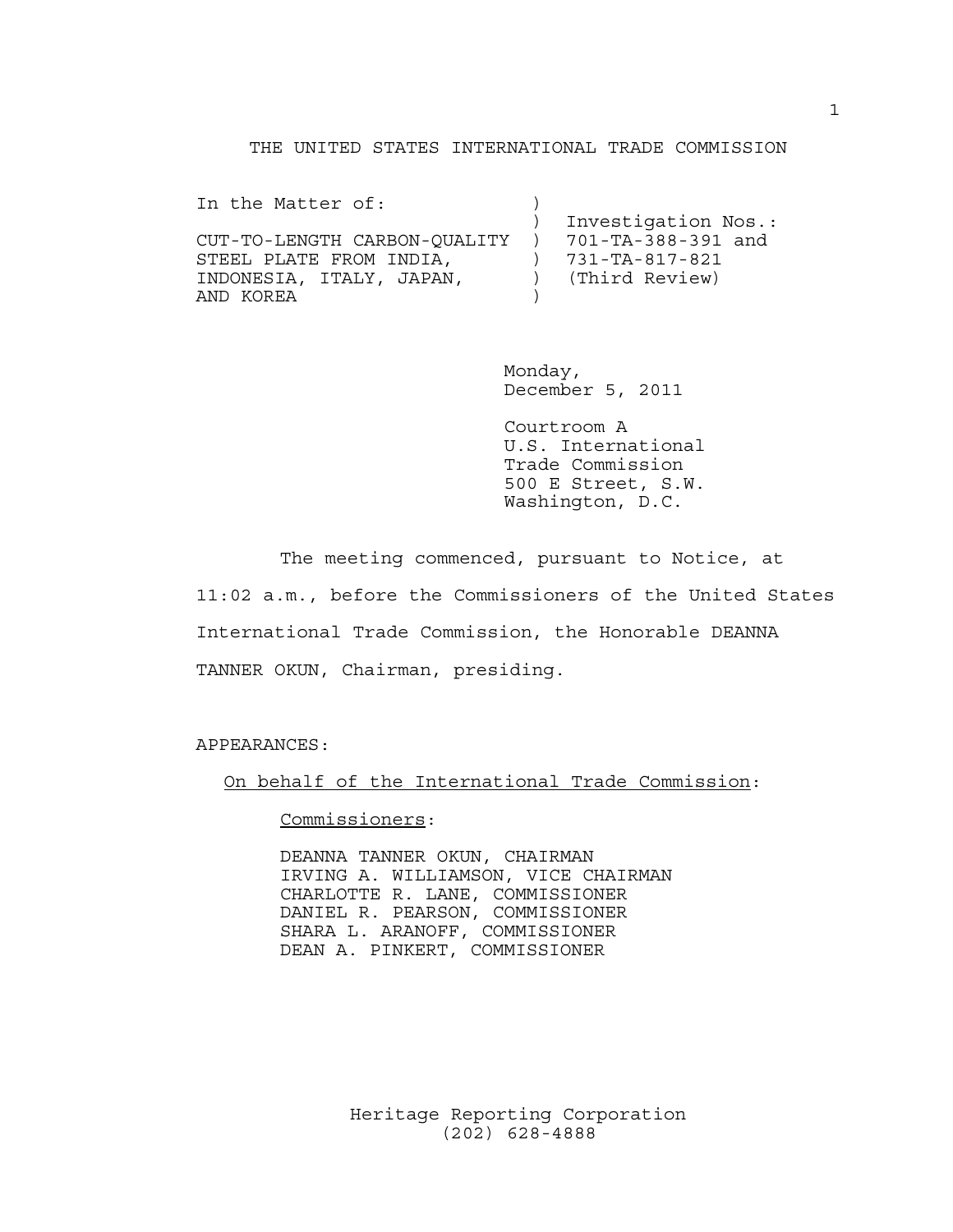THE UNITED STATES INTERNATIONAL TRADE COMMISSION

```
In the Matter of:              )
                               )  Investigation Nos.:
CUT-TO-LENGTH CARBON-QUALITY   )  701-TA-388-391 and
STEEL PLATE FROM INDIA,        )  731-TA-817-821
INDONESIA, ITALY, JAPAN,       )  (Third Review)
AND KOREA                      )
```

Monday,
December 5, 2011

Courtroom A
U.S. International
Trade Commission
500 E Street, S.W.
Washington, D.C.

The meeting commenced, pursuant to Notice, at 11:02 a.m., before the Commissioners of the United States International Trade Commission, the Honorable DEANNA TANNER OKUN, Chairman, presiding.

APPEARANCES:

On behalf of the International Trade Commission:

Commissioners:

DEANNA TANNER OKUN, CHAIRMAN
IRVING A. WILLIAMSON, VICE CHAIRMAN
CHARLOTTE R. LANE, COMMISSIONER
DANIEL R. PEARSON, COMMISSIONER
SHARA L. ARANOFF, COMMISSIONER
DEAN A. PINKERT, COMMISSIONER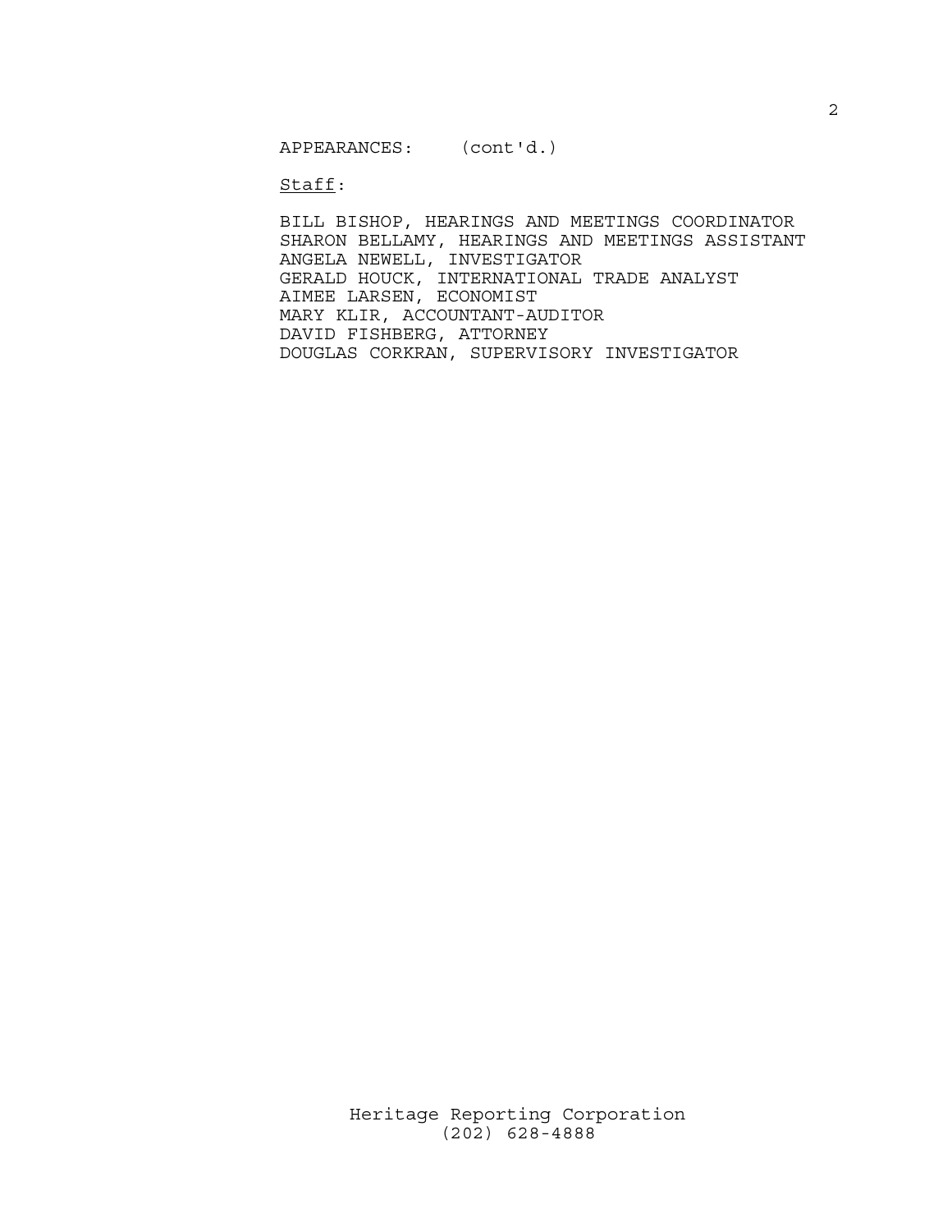APPEARANCES: (cont'd.)

<u>Staff</u>:

BILL BISHOP, HEARINGS AND MEETINGS COORDINATOR
SHARON BELLAMY, HEARINGS AND MEETINGS ASSISTANT
ANGELA NEWELL, INVESTIGATOR
GERALD HOUCK, INTERNATIONAL TRADE ANALYST
AIMEE LARSEN, ECONOMIST
MARY KLIR, ACCOUNTANT-AUDITOR
DAVID FISHBERG, ATTORNEY
DOUGLAS CORKRAN, SUPERVISORY INVESTIGATOR

Heritage Reporting Corporation
(202) 628-4888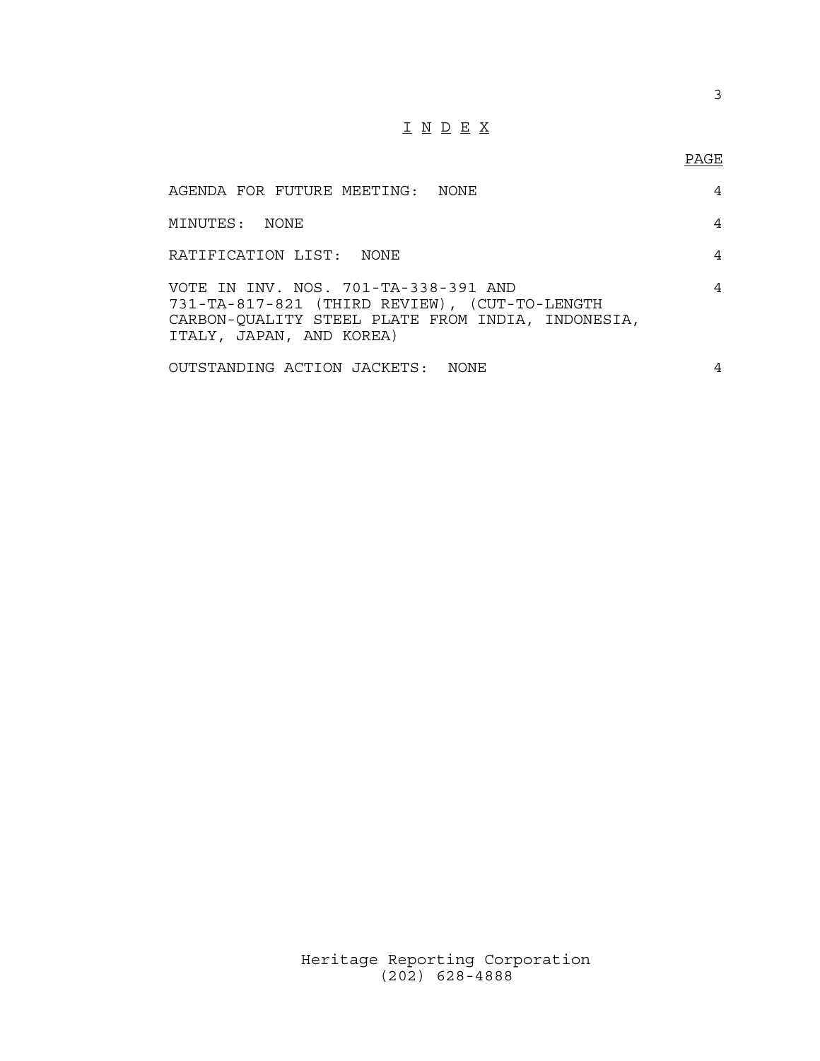# I N D E X

| | PAGE |
|---|---|
| AGENDA FOR FUTURE MEETING: NONE | 4 |
| MINUTES: NONE | 4 |
| RATIFICATION LIST: NONE | 4 |
| VOTE IN INV. NOS. 701-TA-338-391 AND 731-TA-817-821 (THIRD REVIEW), (CUT-TO-LENGTH CARBON-QUALITY STEEL PLATE FROM INDIA, INDONESIA, ITALY, JAPAN, AND KOREA) | 4 |
| OUTSTANDING ACTION JACKETS: NONE | 4 |

Heritage Reporting Corporation
(202) 628-4888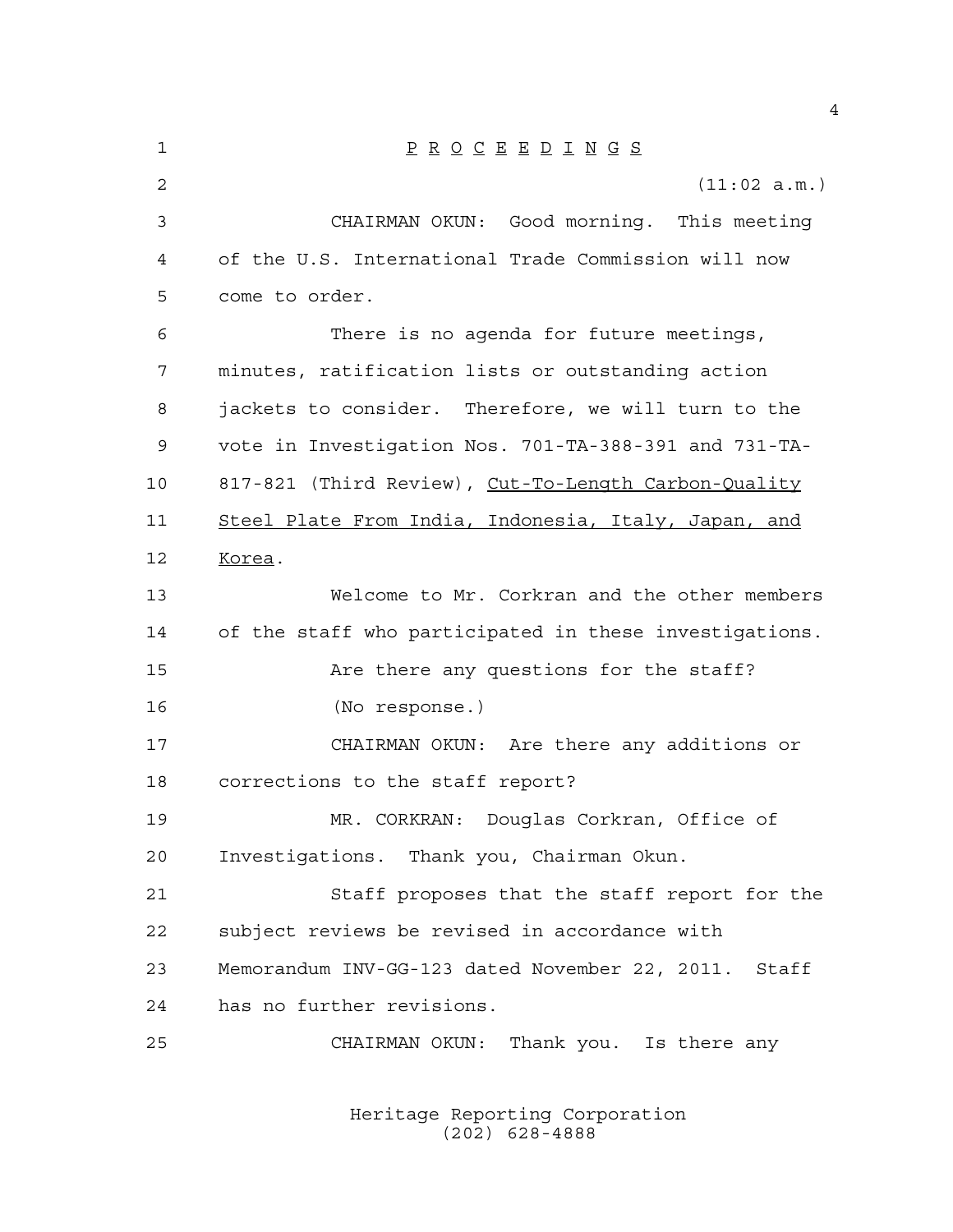P R O C E E D I N G S

(11:02 a.m.)

CHAIRMAN OKUN: Good morning. This meeting of the U.S. International Trade Commission will now come to order.

There is no agenda for future meetings, minutes, ratification lists or outstanding action jackets to consider. Therefore, we will turn to the vote in Investigation Nos. 701-TA-388-391 and 731-TA-817-821 (Third Review), Cut-To-Length Carbon-Quality Steel Plate From India, Indonesia, Italy, Japan, and Korea.

Welcome to Mr. Corkran and the other members of the staff who participated in these investigations.

Are there any questions for the staff?

(No response.)

CHAIRMAN OKUN: Are there any additions or corrections to the staff report?

MR. CORKRAN: Douglas Corkran, Office of Investigations. Thank you, Chairman Okun.

Staff proposes that the staff report for the subject reviews be revised in accordance with Memorandum INV-GG-123 dated November 22, 2011. Staff has no further revisions.

CHAIRMAN OKUN: Thank you. Is there any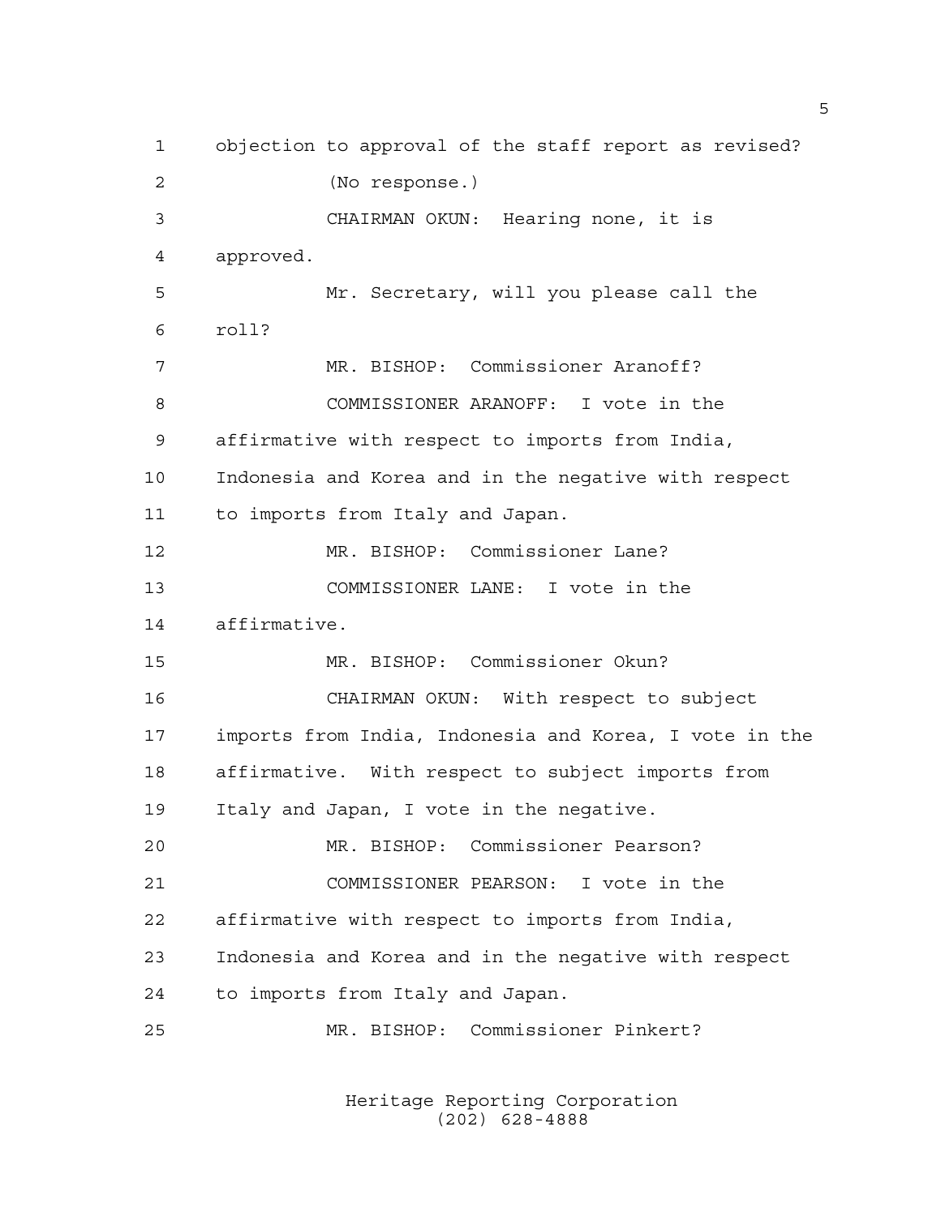objection to approval of the staff report as revised?

(No response.)

CHAIRMAN OKUN: Hearing none, it is approved.

Mr. Secretary, will you please call the roll?

MR. BISHOP: Commissioner Aranoff?

COMMISSIONER ARANOFF: I vote in the affirmative with respect to imports from India, Indonesia and Korea and in the negative with respect to imports from Italy and Japan.

MR. BISHOP: Commissioner Lane?

COMMISSIONER LANE: I vote in the affirmative.

MR. BISHOP: Commissioner Okun?

CHAIRMAN OKUN: With respect to subject imports from India, Indonesia and Korea, I vote in the affirmative. With respect to subject imports from Italy and Japan, I vote in the negative.

MR. BISHOP: Commissioner Pearson?

COMMISSIONER PEARSON: I vote in the affirmative with respect to imports from India, Indonesia and Korea and in the negative with respect to imports from Italy and Japan.

MR. BISHOP: Commissioner Pinkert?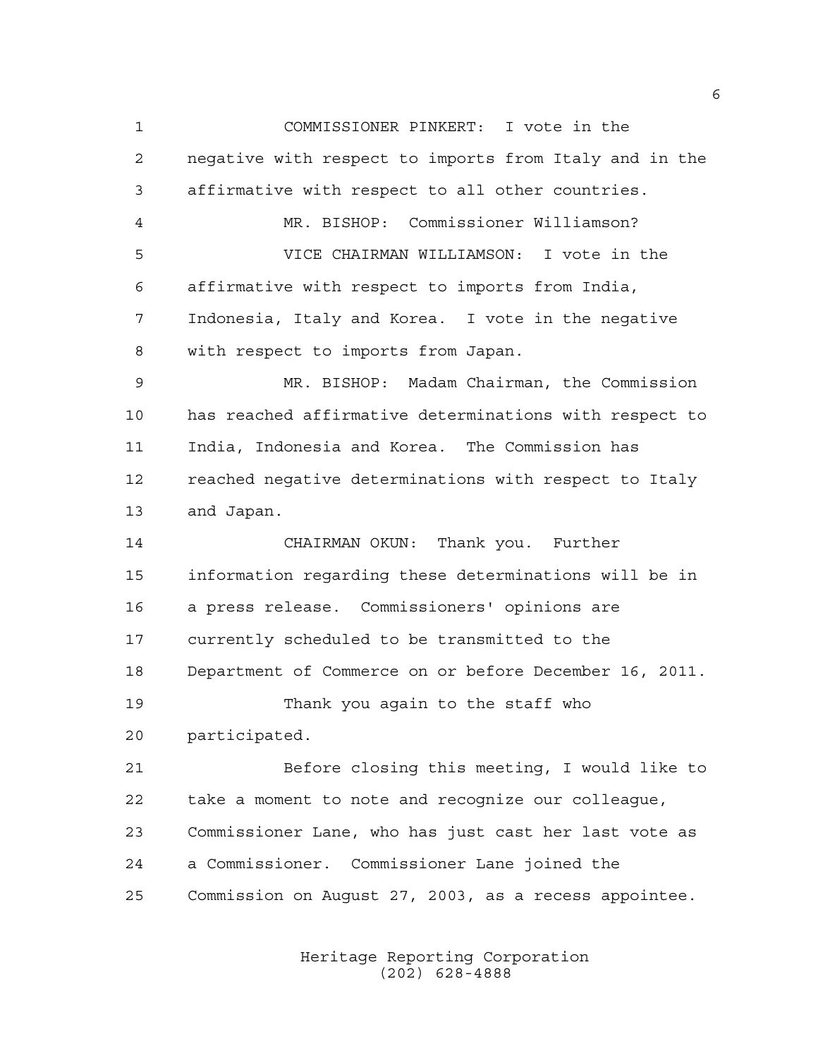COMMISSIONER PINKERT: I vote in the negative with respect to imports from Italy and in the affirmative with respect to all other countries.

MR. BISHOP: Commissioner Williamson?

VICE CHAIRMAN WILLIAMSON: I vote in the affirmative with respect to imports from India, Indonesia, Italy and Korea. I vote in the negative with respect to imports from Japan.

MR. BISHOP: Madam Chairman, the Commission has reached affirmative determinations with respect to India, Indonesia and Korea. The Commission has reached negative determinations with respect to Italy and Japan.

CHAIRMAN OKUN: Thank you. Further information regarding these determinations will be in a press release. Commissioners' opinions are currently scheduled to be transmitted to the Department of Commerce on or before December 16, 2011.

Thank you again to the staff who participated.

Before closing this meeting, I would like to take a moment to note and recognize our colleague, Commissioner Lane, who has just cast her last vote as a Commissioner. Commissioner Lane joined the Commission on August 27, 2003, as a recess appointee.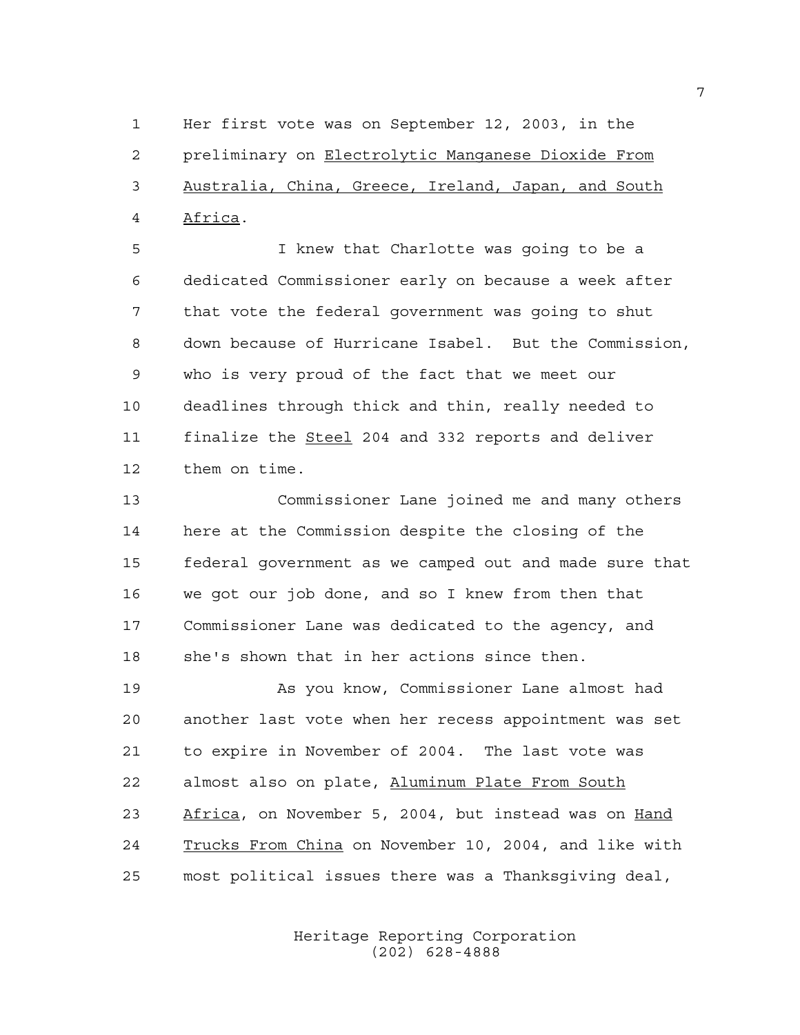Her first vote was on September 12, 2003, in the preliminary on *Electrolytic Manganese Dioxide From Australia, China, Greece, Ireland, Japan, and South Africa*.

I knew that Charlotte was going to be a dedicated Commissioner early on because a week after that vote the federal government was going to shut down because of Hurricane Isabel. But the Commission, who is very proud of the fact that we meet our deadlines through thick and thin, really needed to finalize the *Steel* 204 and 332 reports and deliver them on time.

Commissioner Lane joined me and many others here at the Commission despite the closing of the federal government as we camped out and made sure that we got our job done, and so I knew from then that Commissioner Lane was dedicated to the agency, and she's shown that in her actions since then.

As you know, Commissioner Lane almost had another last vote when her recess appointment was set to expire in November of 2004. The last vote was almost also on plate, *Aluminum Plate From South Africa*, on November 5, 2004, but instead was on *Hand Trucks From China* on November 10, 2004, and like with most political issues there was a Thanksgiving deal,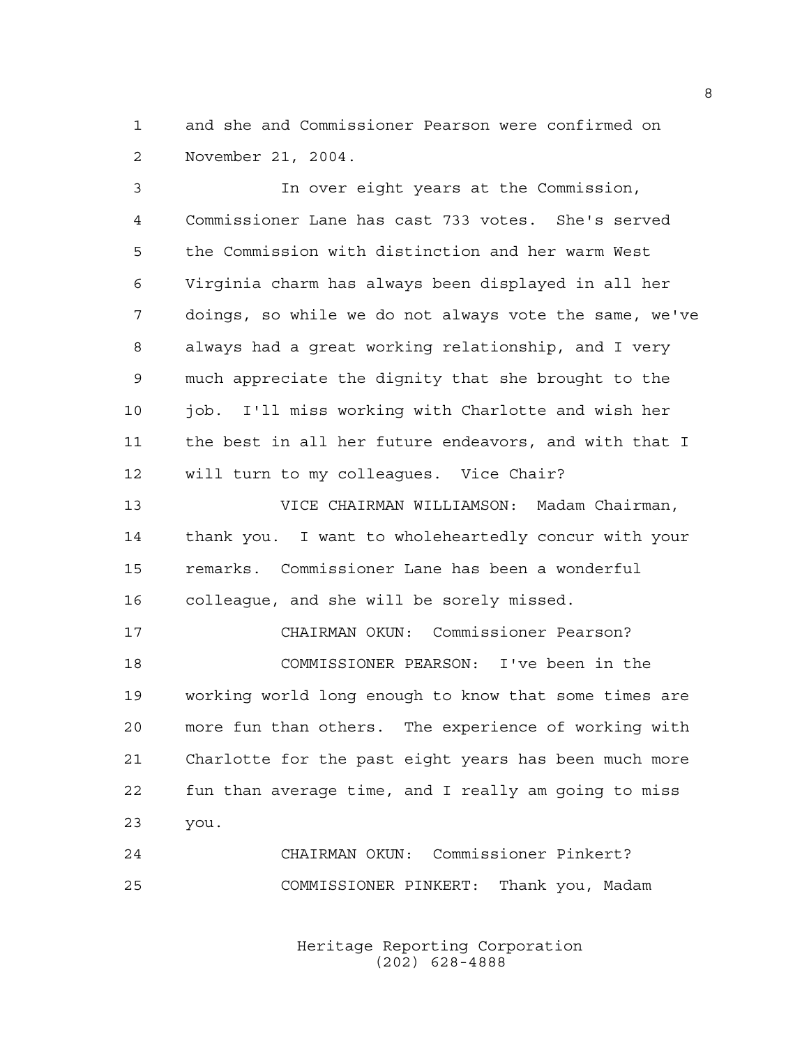and she and Commissioner Pearson were confirmed on November 21, 2004.

In over eight years at the Commission, Commissioner Lane has cast 733 votes. She's served the Commission with distinction and her warm West Virginia charm has always been displayed in all her doings, so while we do not always vote the same, we've always had a great working relationship, and I very much appreciate the dignity that she brought to the job. I'll miss working with Charlotte and wish her the best in all her future endeavors, and with that I will turn to my colleagues. Vice Chair?

VICE CHAIRMAN WILLIAMSON: Madam Chairman, thank you. I want to wholeheartedly concur with your remarks. Commissioner Lane has been a wonderful colleague, and she will be sorely missed.

CHAIRMAN OKUN: Commissioner Pearson?

COMMISSIONER PEARSON: I've been in the working world long enough to know that some times are more fun than others. The experience of working with Charlotte for the past eight years has been much more fun than average time, and I really am going to miss you.

CHAIRMAN OKUN: Commissioner Pinkert?

COMMISSIONER PINKERT: Thank you, Madam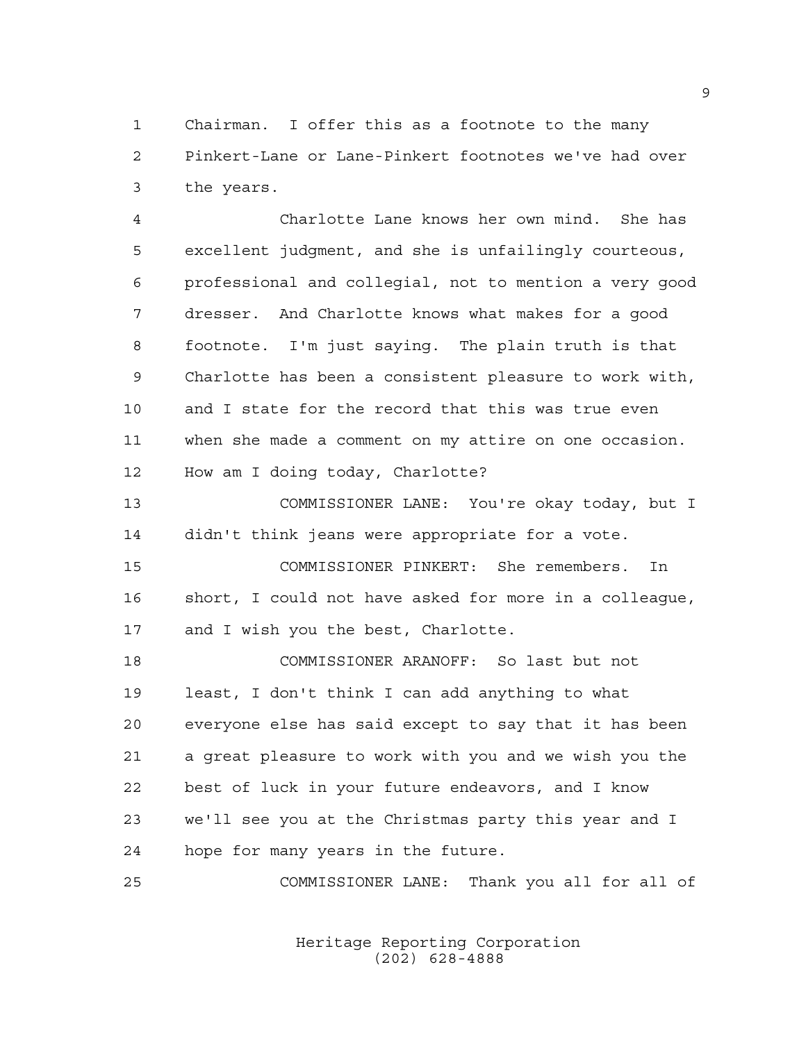Chairman. I offer this as a footnote to the many Pinkert-Lane or Lane-Pinkert footnotes we've had over the years.

Charlotte Lane knows her own mind. She has excellent judgment, and she is unfailingly courteous, professional and collegial, not to mention a very good dresser. And Charlotte knows what makes for a good footnote. I'm just saying. The plain truth is that Charlotte has been a consistent pleasure to work with, and I state for the record that this was true even when she made a comment on my attire on one occasion. How am I doing today, Charlotte?

COMMISSIONER LANE: You're okay today, but I didn't think jeans were appropriate for a vote.

COMMISSIONER PINKERT: She remembers. In short, I could not have asked for more in a colleague, and I wish you the best, Charlotte.

COMMISSIONER ARANOFF: So last but not least, I don't think I can add anything to what everyone else has said except to say that it has been a great pleasure to work with you and we wish you the best of luck in your future endeavors, and I know we'll see you at the Christmas party this year and I hope for many years in the future.

COMMISSIONER LANE: Thank you all for all of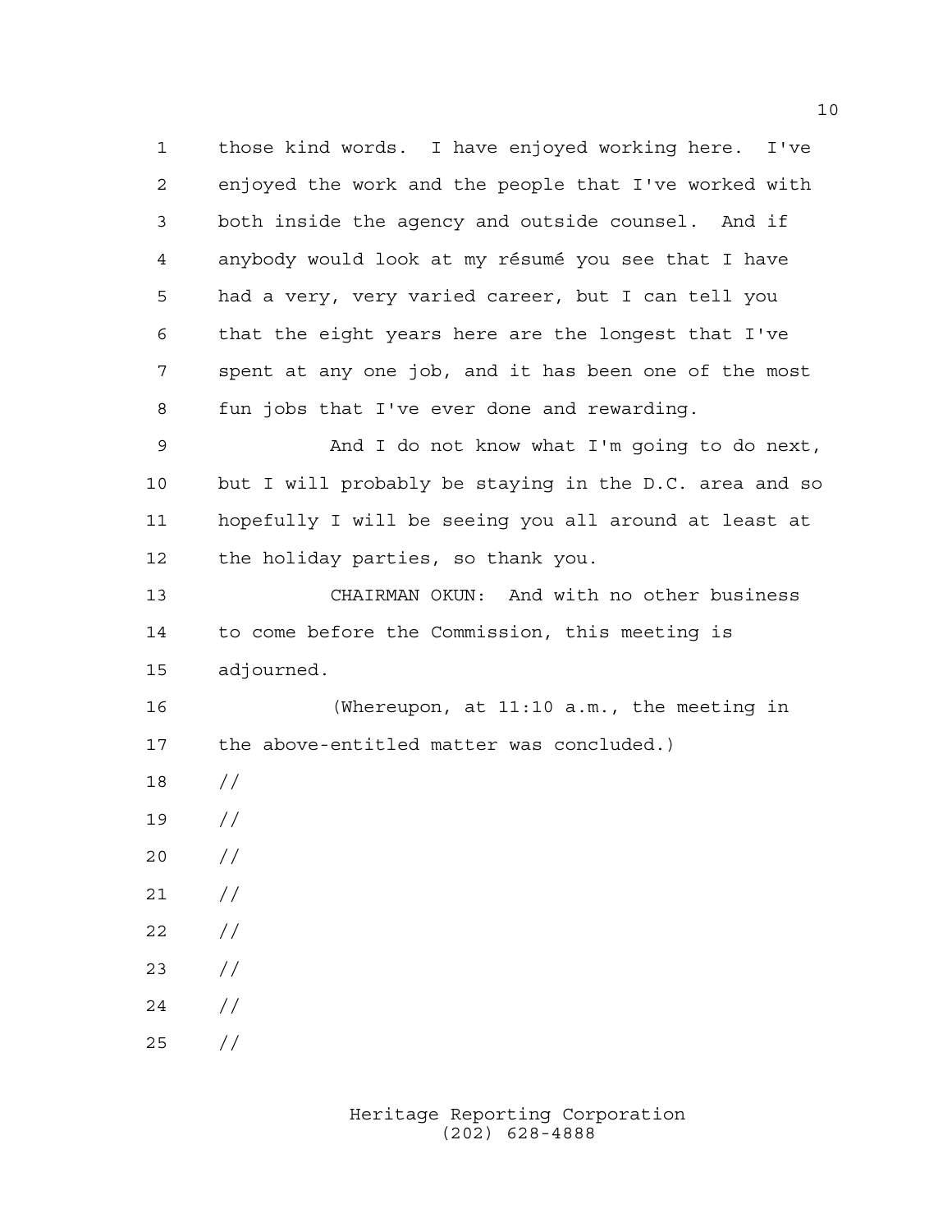those kind words. I have enjoyed working here. I've enjoyed the work and the people that I've worked with both inside the agency and outside counsel. And if anybody would look at my résumé you see that I have had a very, very varied career, but I can tell you that the eight years here are the longest that I've spent at any one job, and it has been one of the most fun jobs that I've ever done and rewarding.

And I do not know what I'm going to do next, but I will probably be staying in the D.C. area and so hopefully I will be seeing you all around at least at the holiday parties, so thank you.

CHAIRMAN OKUN: And with no other business to come before the Commission, this meeting is adjourned.

(Whereupon, at 11:10 a.m., the meeting in the above-entitled matter was concluded.)

//

//

//

//

//

//

//

//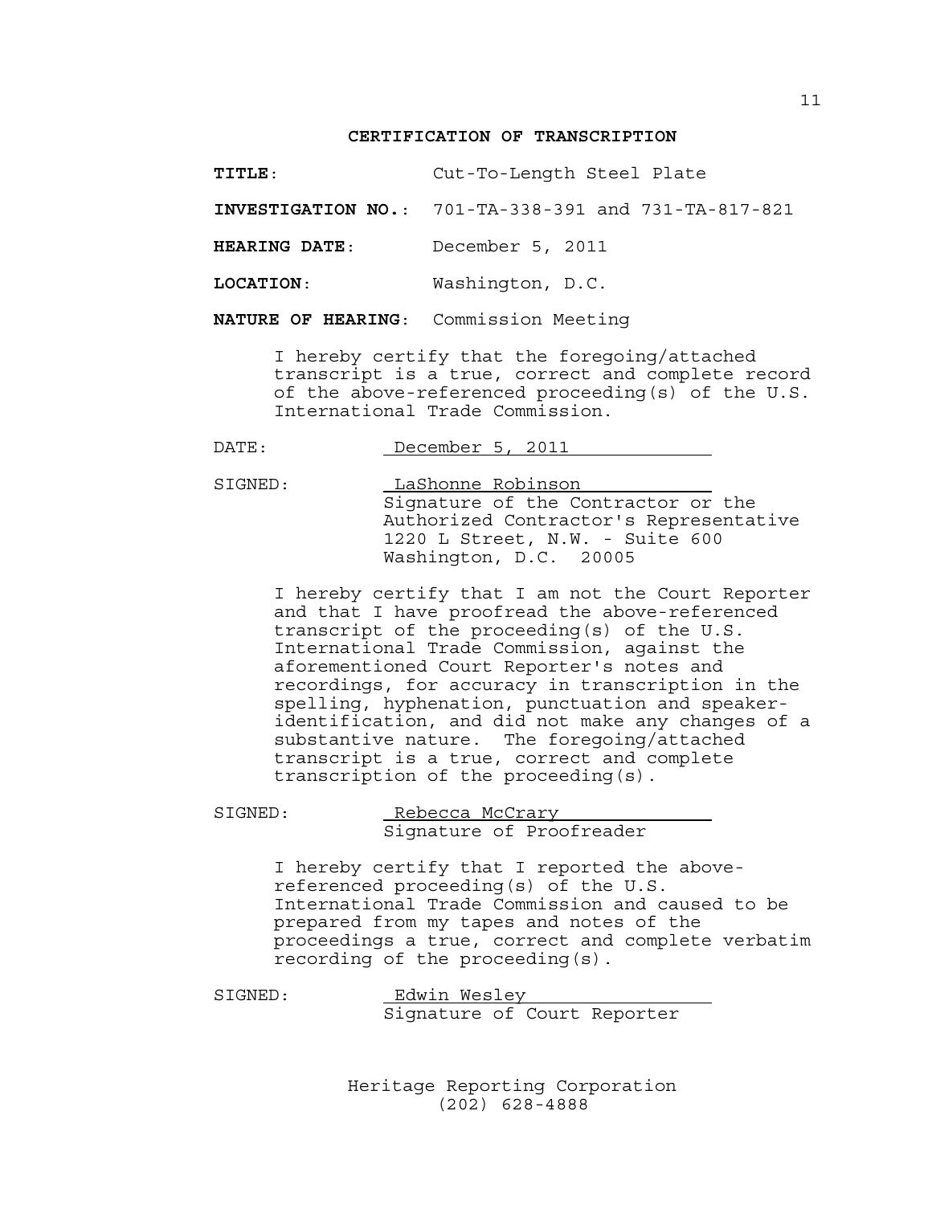## CERTIFICATION OF TRANSCRIPTION

**TITLE**: Cut-To-Length Steel Plate

**INVESTIGATION NO.**: 701-TA-338-391 and 731-TA-817-821

**HEARING DATE**: December 5, 2011

**LOCATION**: Washington, D.C.

**NATURE OF HEARING**: Commission Meeting

I hereby certify that the foregoing/attached transcript is a true, correct and complete record of the above-referenced proceeding(s) of the U.S. International Trade Commission.

DATE: December 5, 2011

SIGNED: LaShonne Robinson
Signature of the Contractor or the Authorized Contractor's Representative
1220 L Street, N.W. - Suite 600
Washington, D.C. 20005

I hereby certify that I am not the Court Reporter and that I have proofread the above-referenced transcript of the proceeding(s) of the U.S. International Trade Commission, against the aforementioned Court Reporter's notes and recordings, for accuracy in transcription in the spelling, hyphenation, punctuation and speaker-identification, and did not make any changes of a substantive nature. The foregoing/attached transcript is a true, correct and complete transcription of the proceeding(s).

SIGNED: Rebecca McCrary
Signature of Proofreader

I hereby certify that I reported the above-referenced proceeding(s) of the U.S. International Trade Commission and caused to be prepared from my tapes and notes of the proceedings a true, correct and complete verbatim recording of the proceeding(s).

SIGNED: Edwin Wesley
Signature of Court Reporter